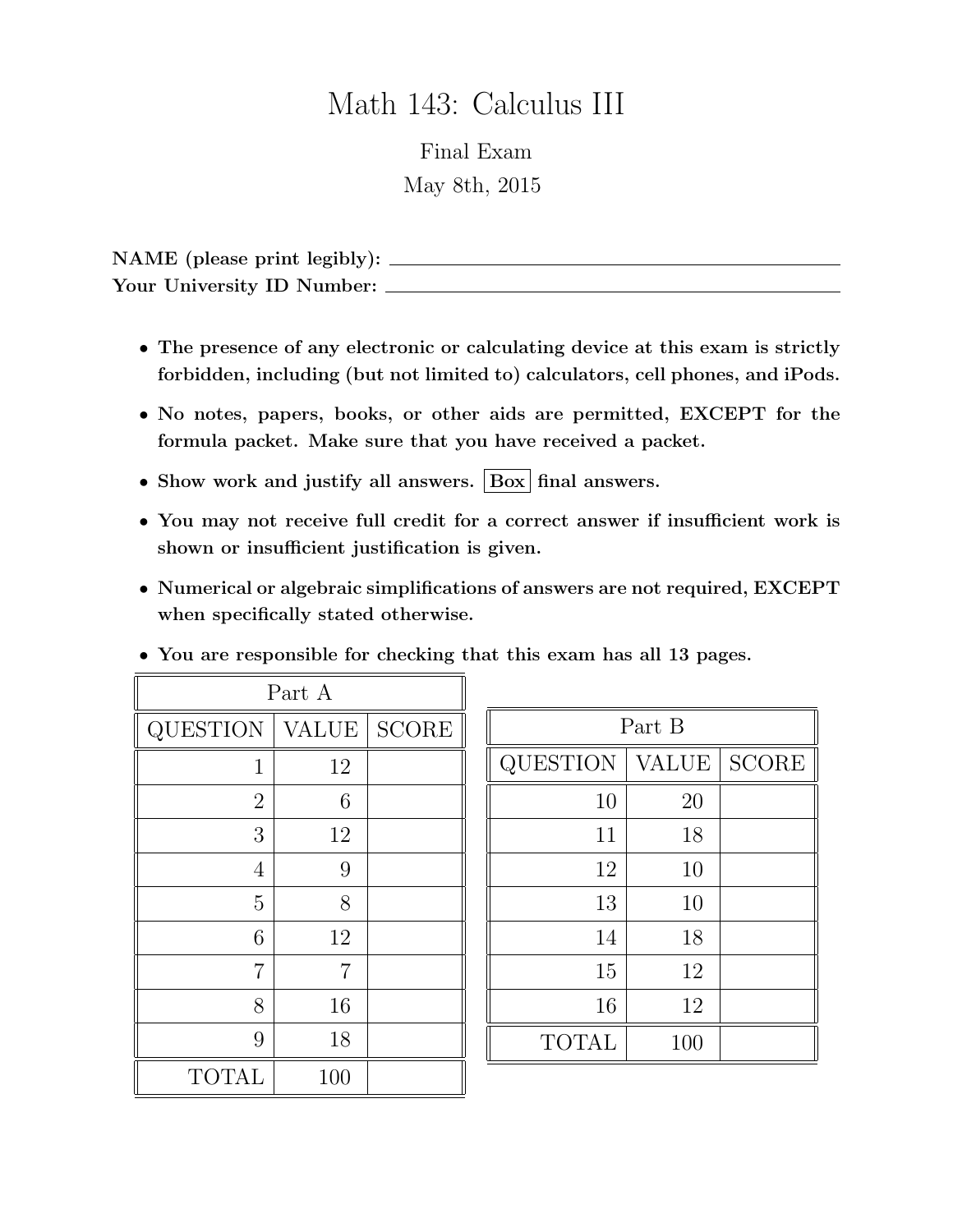# Math 143: Calculus III

Final Exam

May 8th, 2015

**NAME (please print legibly):** \_\_\_\_\_\_\_\_\_\_\_\_\_\_\_\_\_\_\_\_\_\_\_\_\_\_\_\_\_\_\_\_\_\_\_\_

**Your University ID Number:** \_\_\_\_\_\_\_\_\_\_\_\_\_\_\_\_\_\_\_\_\_\_\_\_\_\_\_\_\_\_\_\_\_\_\_\_

- **The presence of any electronic or calculating device at this exam is strictly forbidden, including (but not limited to) calculators, cell phones, and iPods.**
- **No notes, papers, books, or other aids are permitted, EXCEPT for the formula packet. Make sure that you have received a packet.**
- **Show work and justify all answers. Box final answers.**
- **You may not receive full credit for a correct answer if insufficient work is shown or insufficient justification is given.**
- **Numerical or algebraic simplifications of answers are not required, EXCEPT when specifically stated otherwise.**
- **You are responsible for checking that this exam has all 13 pages.**

| Part A | | |
|---|---|---|
| QUESTION | VALUE | SCORE |
| 1 | 12 | |
| 2 | 6 | |
| 3 | 12 | |
| 4 | 9 | |
| 5 | 8 | |
| 6 | 12 | |
| 7 | 7 | |
| 8 | 16 | |
| 9 | 18 | |
| TOTAL | 100 | |

| Part B | | |
|---|---|---|
| QUESTION | VALUE | SCORE |
| 10 | 20 | |
| 11 | 18 | |
| 12 | 10 | |
| 13 | 10 | |
| 14 | 18 | |
| 15 | 12 | |
| 16 | 12 | |
| TOTAL | 100 | |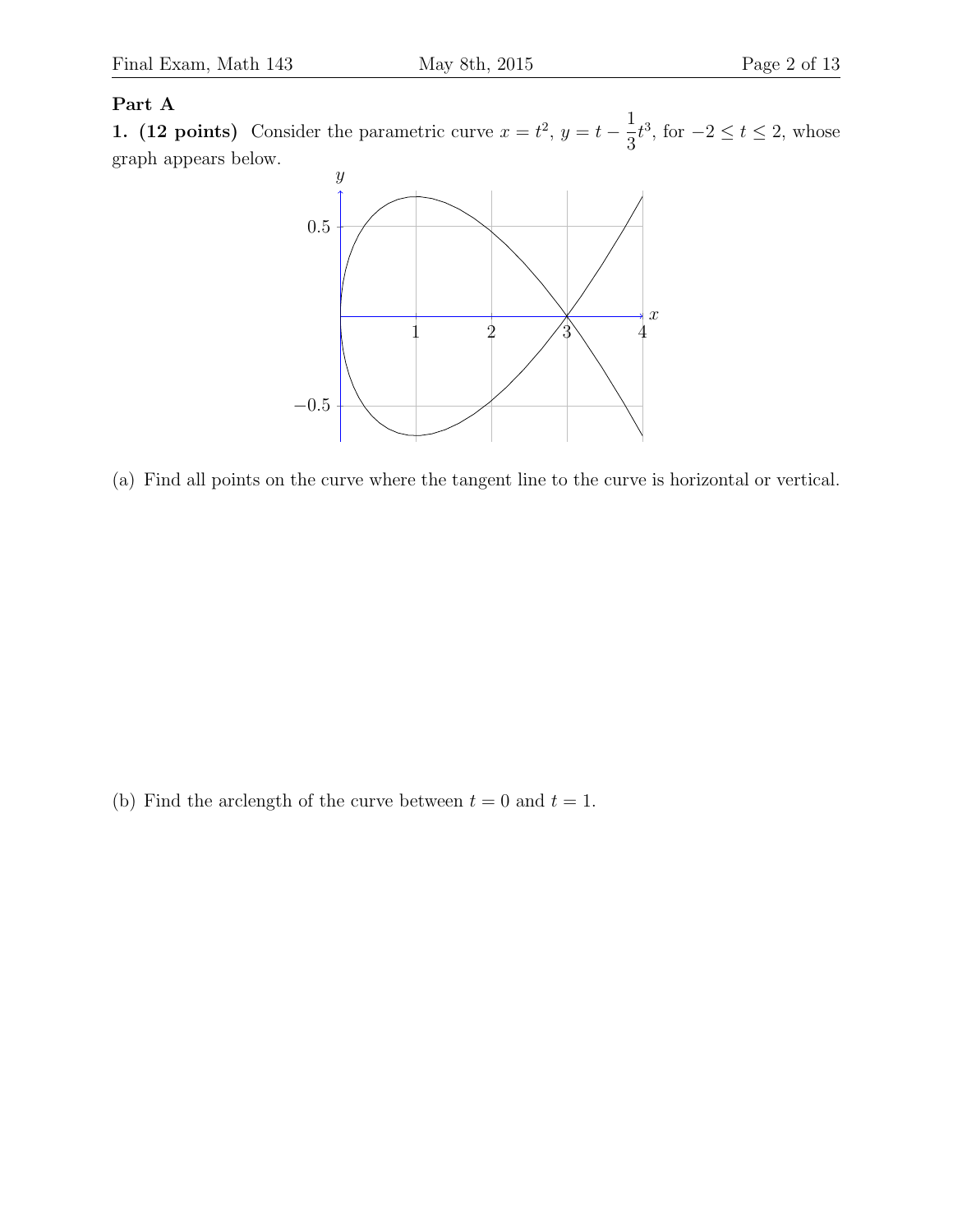## Part A

**1. (12 points)** Consider the parametric curve $x = t^2$, $y = t - \frac{1}{3}t^3$, for $-2 \leq t \leq 2$, whose graph appears below.

(a) Find all points on the curve where the tangent line to the curve is horizontal or vertical.

(b) Find the arclength of the curve between $t = 0$ and $t = 1$.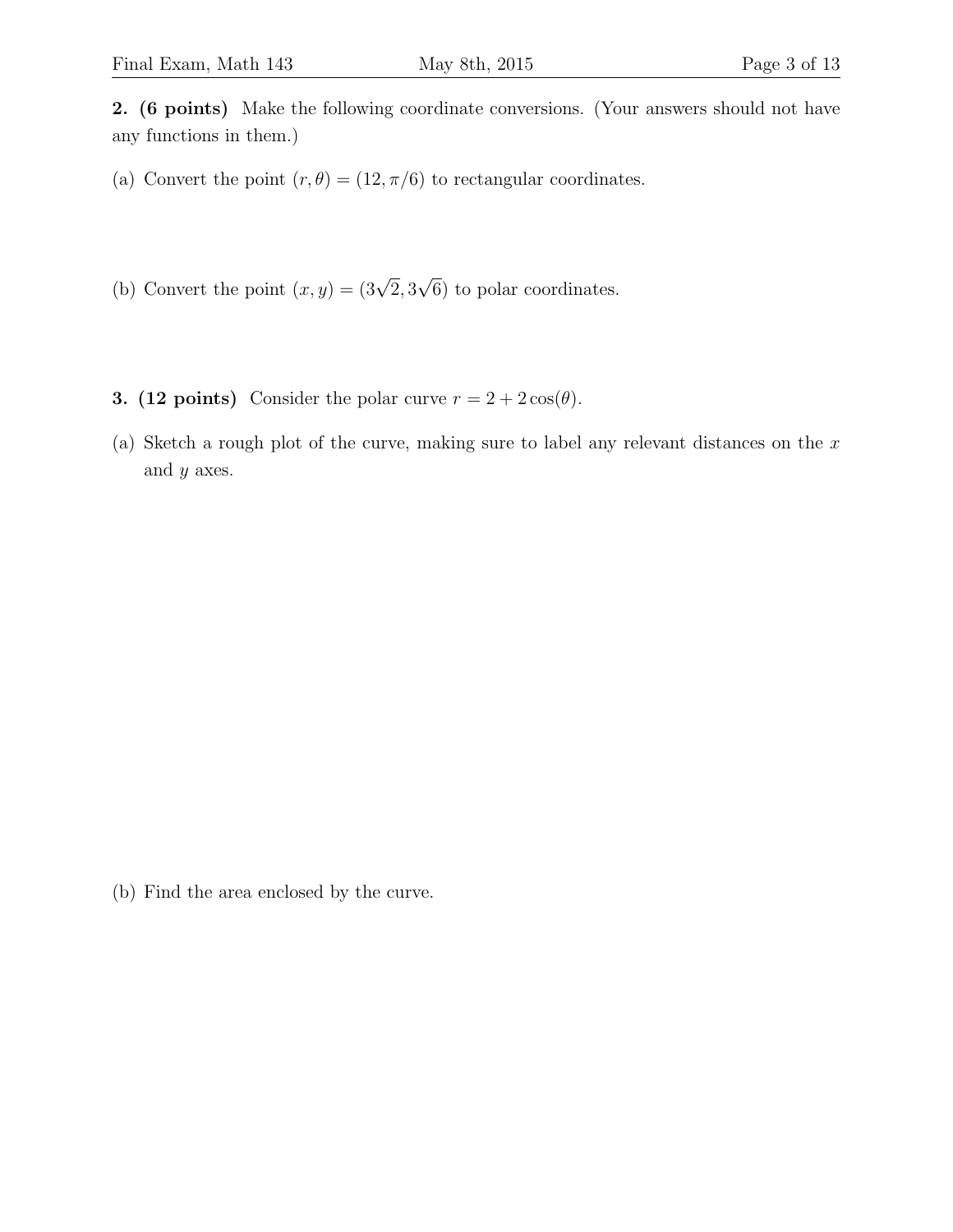**2. (6 points)** Make the following coordinate conversions. (Your answers should not have any functions in them.)

(a) Convert the point $(r, \theta) = (12, \pi/6)$ to rectangular coordinates.

(b) Convert the point $(x, y) = (3\sqrt{2}, 3\sqrt{6})$ to polar coordinates.

**3. (12 points)** Consider the polar curve $r = 2 + 2\cos(\theta)$.

(a) Sketch a rough plot of the curve, making sure to label any relevant distances on the $x$ and $y$ axes.

(b) Find the area enclosed by the curve.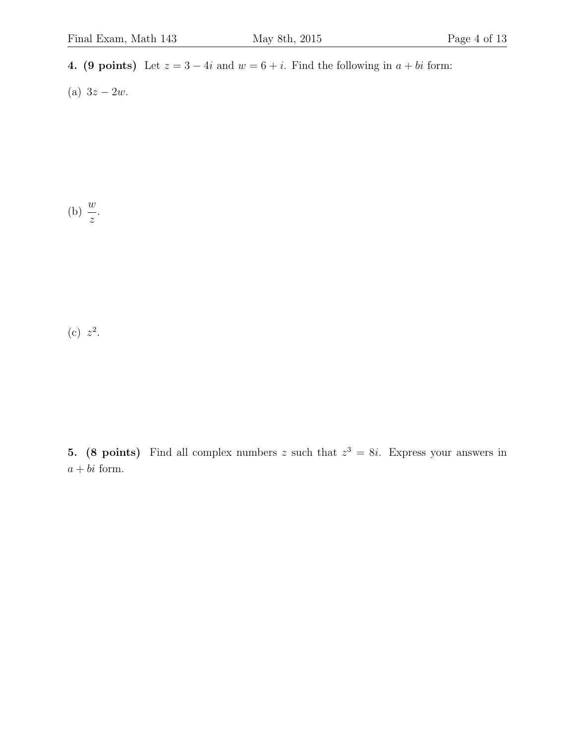**4. (9 points)** Let $z = 3 - 4i$ and $w = 6 + i$. Find the following in $a + bi$ form:

(a) $3z - 2w$.

(b) $\dfrac{w}{z}$.

(c) $z^2$.

**5. (8 points)** Find all complex numbers $z$ such that $z^3 = 8i$. Express your answers in $a + bi$ form.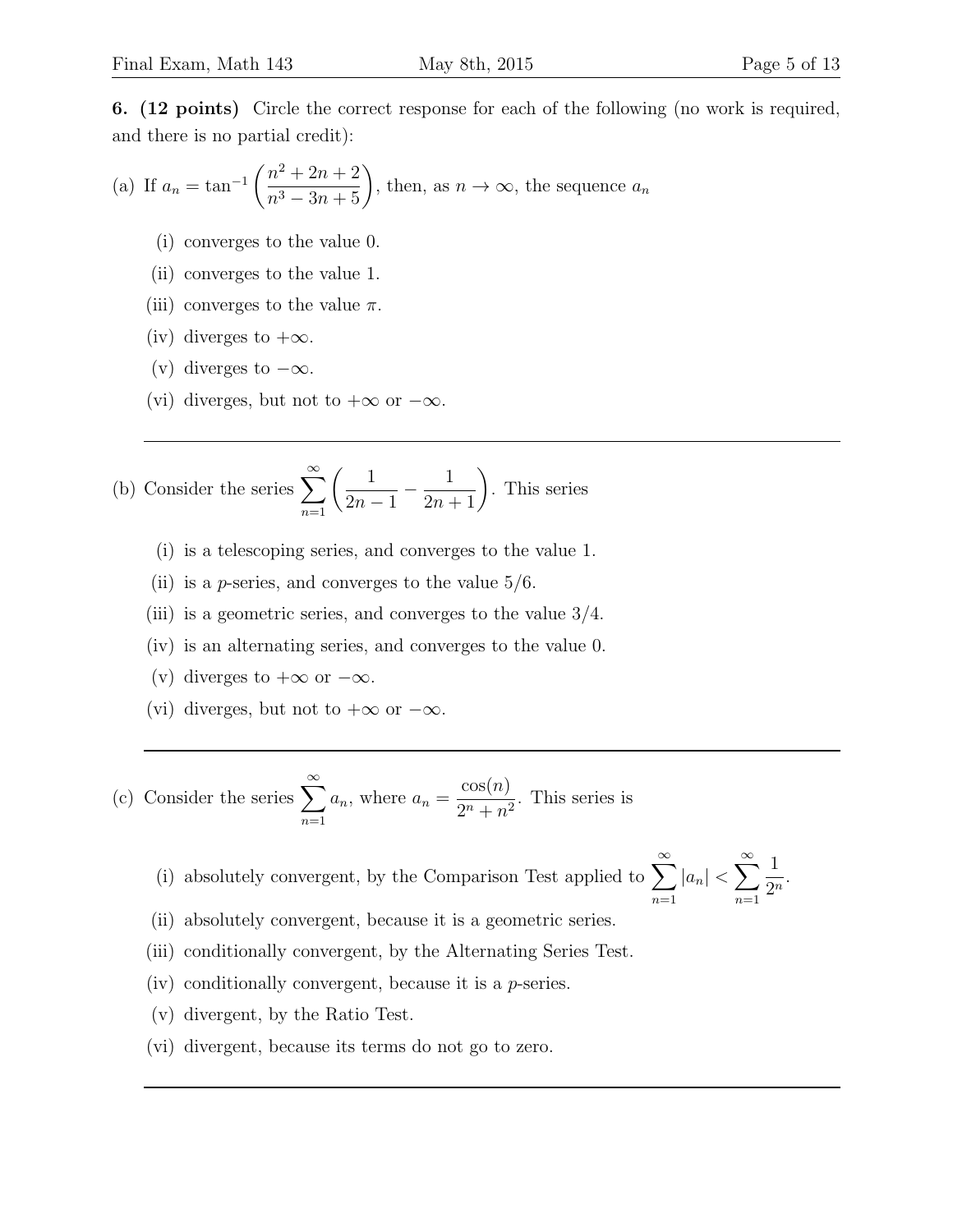**6. (12 points)** Circle the correct response for each of the following (no work is required, and there is no partial credit):

(a) If $a_n = \tan^{-1}\left(\dfrac{n^2+2n+2}{n^3-3n+5}\right)$, then, as $n \to \infty$, the sequence $a_n$

- (i) converges to the value 0.
- (ii) converges to the value 1.
- (iii) converges to the value $\pi$.
- (iv) diverges to $+\infty$.
- (v) diverges to $-\infty$.
- (vi) diverges, but not to $+\infty$ or $-\infty$.

---

(b) Consider the series $\displaystyle\sum_{n=1}^{\infty}\left(\frac{1}{2n-1} - \frac{1}{2n+1}\right)$. This series

- (i) is a telescoping series, and converges to the value 1.
- (ii) is a $p$-series, and converges to the value $5/6$.
- (iii) is a geometric series, and converges to the value $3/4$.
- (iv) is an alternating series, and converges to the value 0.
- (v) diverges to $+\infty$ or $-\infty$.
- (vi) diverges, but not to $+\infty$ or $-\infty$.

---

(c) Consider the series $\displaystyle\sum_{n=1}^{\infty} a_n$, where $a_n = \dfrac{\cos(n)}{2^n + n^2}$. This series is

- (i) absolutely convergent, by the Comparison Test applied to $\displaystyle\sum_{n=1}^{\infty}|a_n| < \sum_{n=1}^{\infty}\frac{1}{2^n}$.
- (ii) absolutely convergent, because it is a geometric series.
- (iii) conditionally convergent, by the Alternating Series Test.
- (iv) conditionally convergent, because it is a $p$-series.
- (v) divergent, by the Ratio Test.
- (vi) divergent, because its terms do not go to zero.

---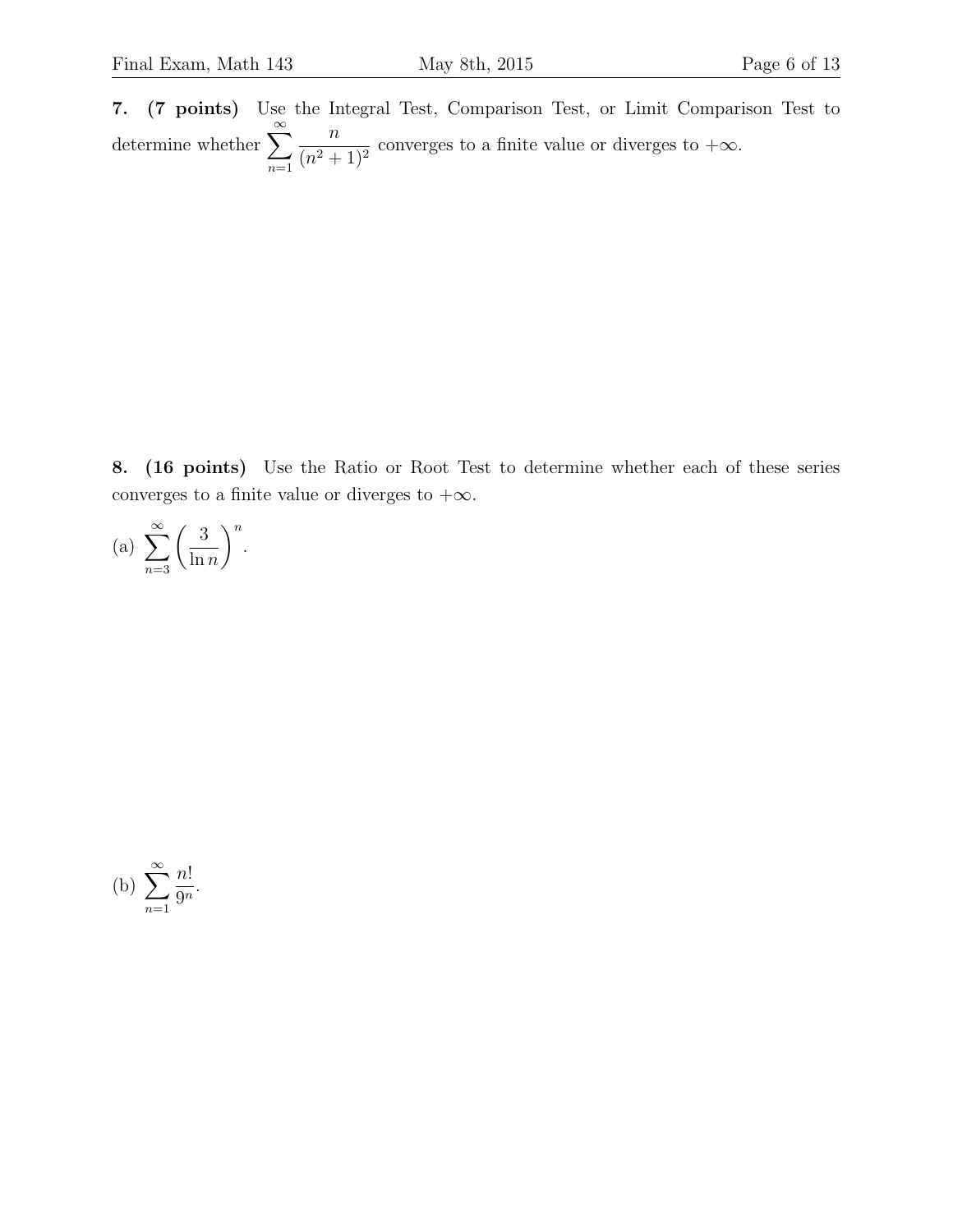**7. (7 points)** Use the Integral Test, Comparison Test, or Limit Comparison Test to determine whether $\sum_{n=1}^{\infty} \frac{n}{(n^2+1)^2}$ converges to a finite value or diverges to $+\infty$.

**8. (16 points)** Use the Ratio or Root Test to determine whether each of these series converges to a finite value or diverges to $+\infty$.

(a) $\sum_{n=3}^{\infty} \left(\frac{3}{\ln n}\right)^n$.

(b) $\sum_{n=1}^{\infty} \frac{n!}{9^n}$.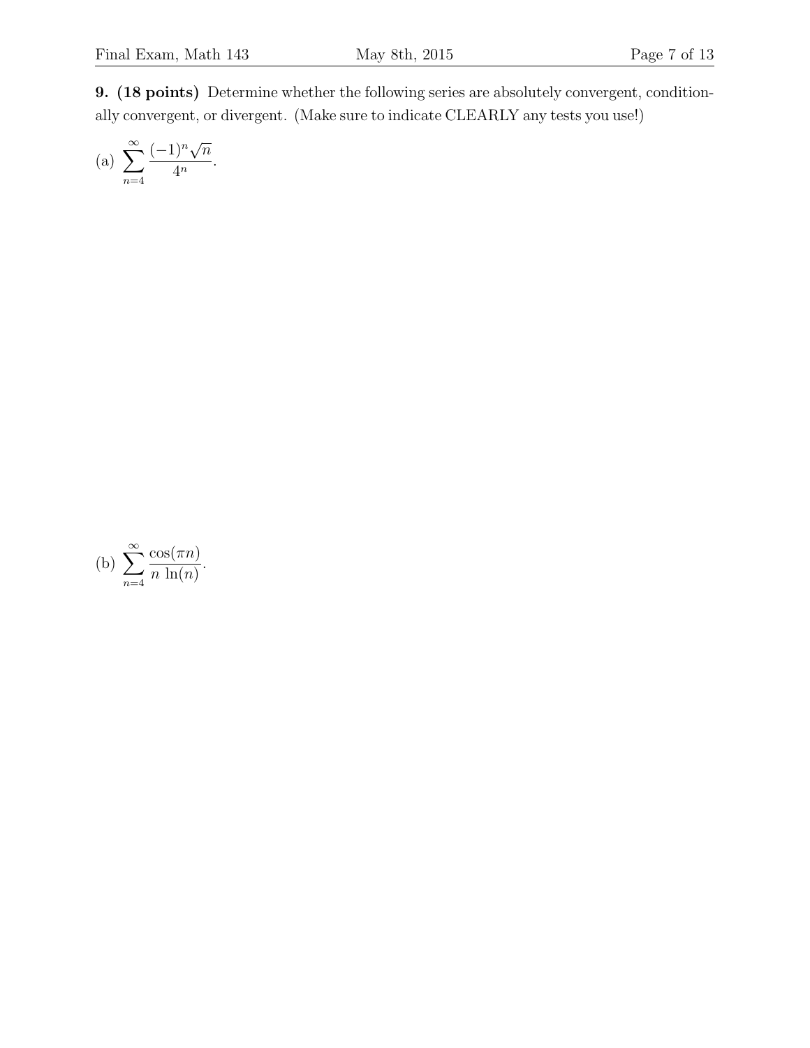**9. (18 points)** Determine whether the following series are absolutely convergent, conditionally convergent, or divergent. (Make sure to indicate CLEARLY any tests you use!)

(a) $\displaystyle\sum_{n=4}^{\infty} \frac{(-1)^n \sqrt{n}}{4^n}$.

(b) $\displaystyle\sum_{n=4}^{\infty} \frac{\cos(\pi n)}{n \, \ln(n)}$.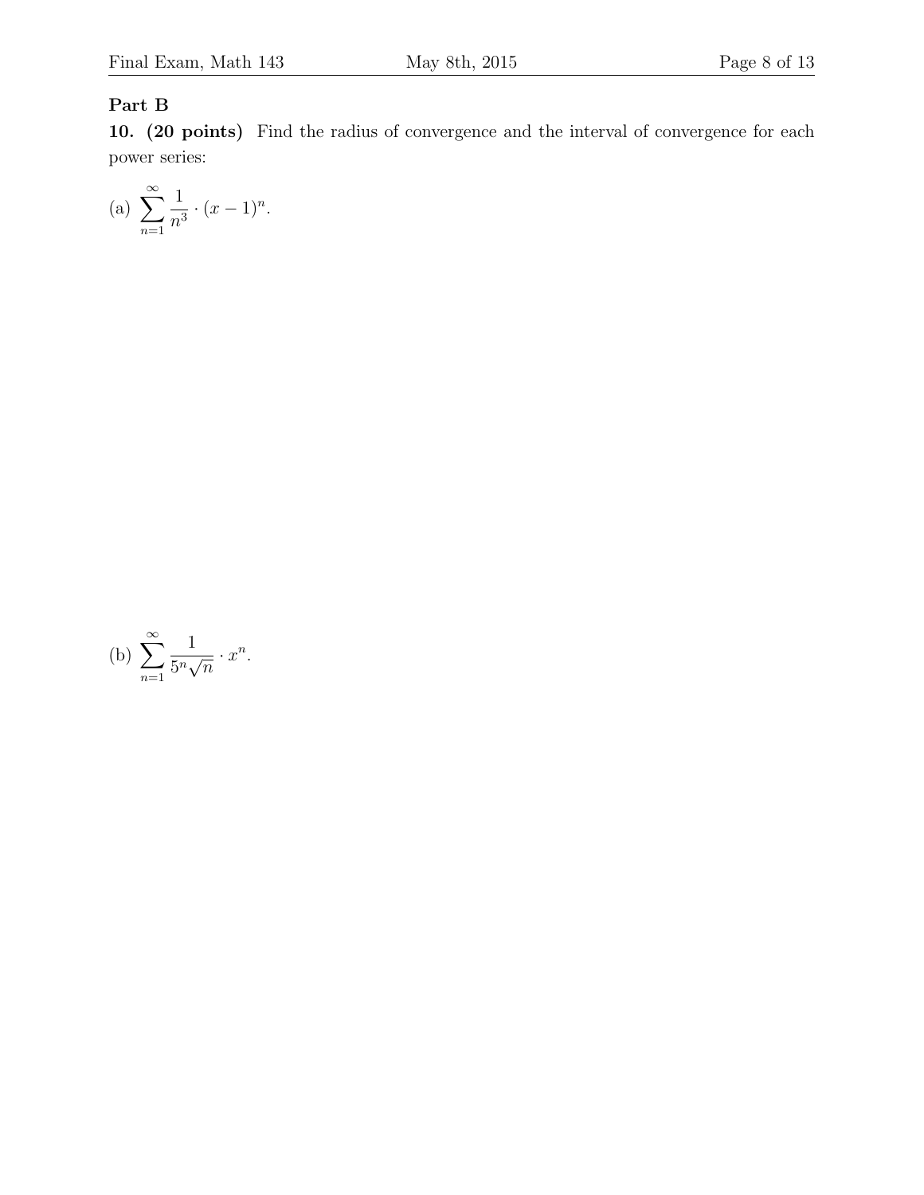**Part B**

**10. (20 points)** Find the radius of convergence and the interval of convergence for each power series:

(a) $\displaystyle\sum_{n=1}^{\infty} \frac{1}{n^3} \cdot (x-1)^n.$

(b) $\displaystyle\sum_{n=1}^{\infty} \frac{1}{5^n \sqrt{n}} \cdot x^n.$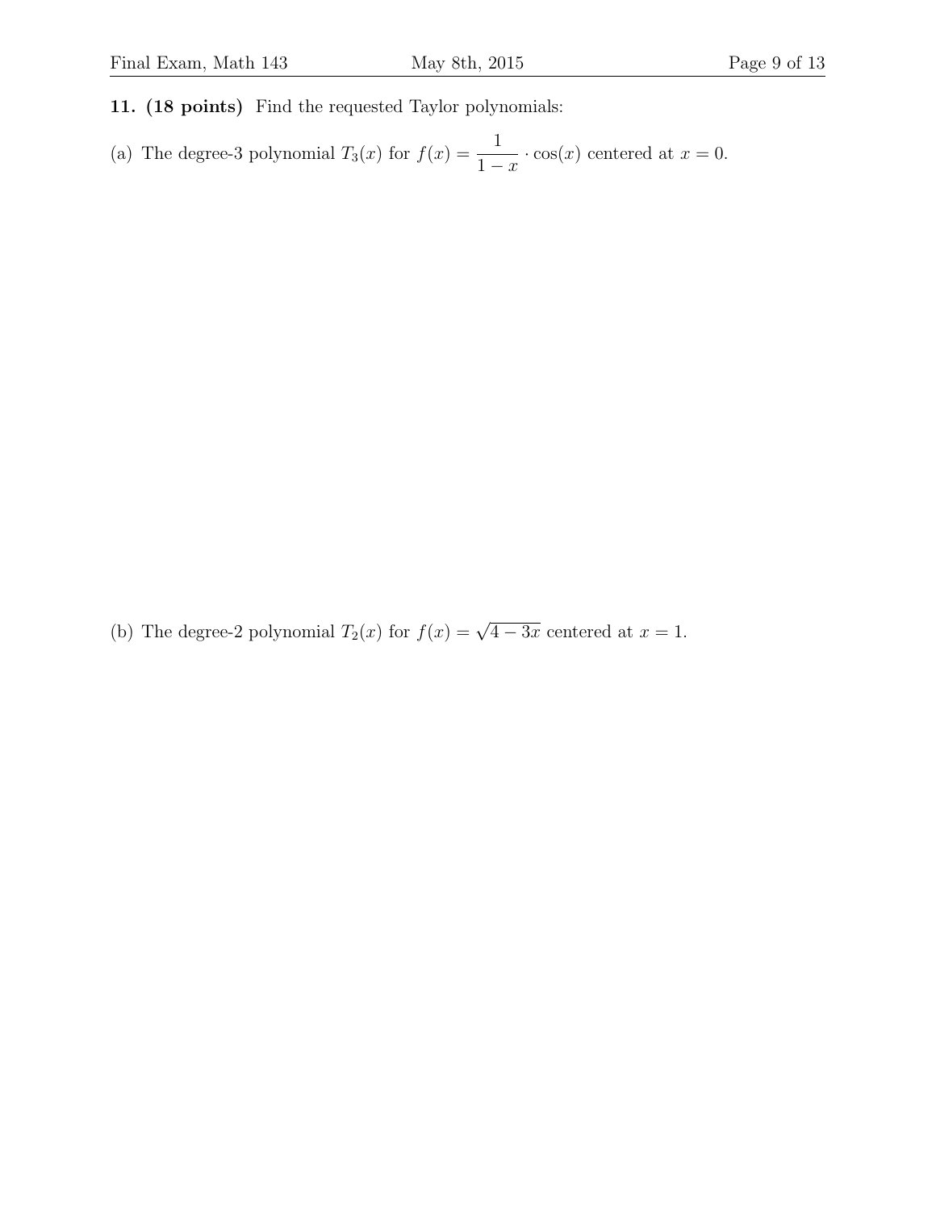**11. (18 points)** Find the requested Taylor polynomials:

(a) The degree-3 polynomial $T_3(x)$ for $f(x) = \dfrac{1}{1-x} \cdot \cos(x)$ centered at $x = 0$.

(b) The degree-2 polynomial $T_2(x)$ for $f(x) = \sqrt{4 - 3x}$ centered at $x = 1$.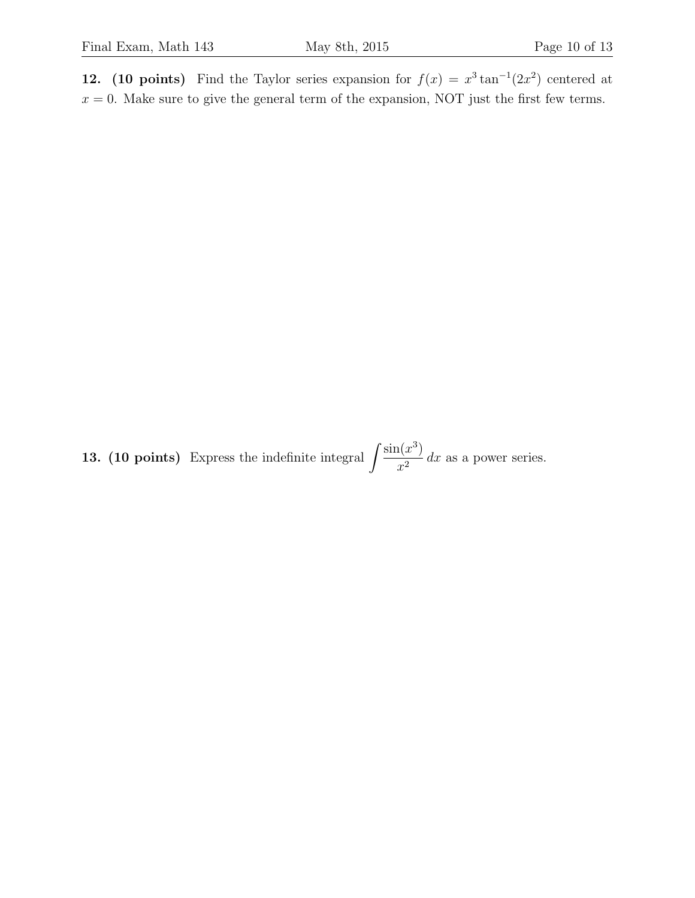**12. (10 points)** Find the Taylor series expansion for $f(x) = x^3 \tan^{-1}(2x^2)$ centered at $x = 0$. Make sure to give the general term of the expansion, NOT just the first few terms.

**13. (10 points)** Express the indefinite integral $\displaystyle\int \frac{\sin(x^3)}{x^2}\,dx$ as a power series.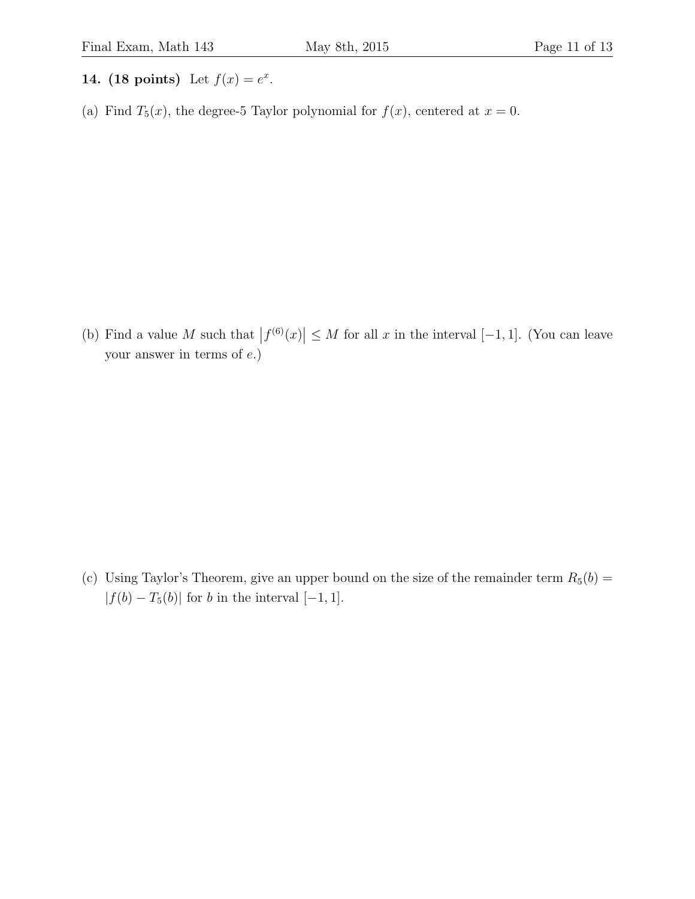**14. (18 points)** Let $f(x) = e^x$.

(a) Find $T_5(x)$, the degree-5 Taylor polynomial for $f(x)$, centered at $x = 0$.

(b) Find a value $M$ such that $\left|f^{(6)}(x)\right| \leq M$ for all $x$ in the interval $[-1, 1]$. (You can leave your answer in terms of $e$.)

(c) Using Taylor's Theorem, give an upper bound on the size of the remainder term $R_5(b) = |f(b) - T_5(b)|$ for $b$ in the interval $[-1, 1]$.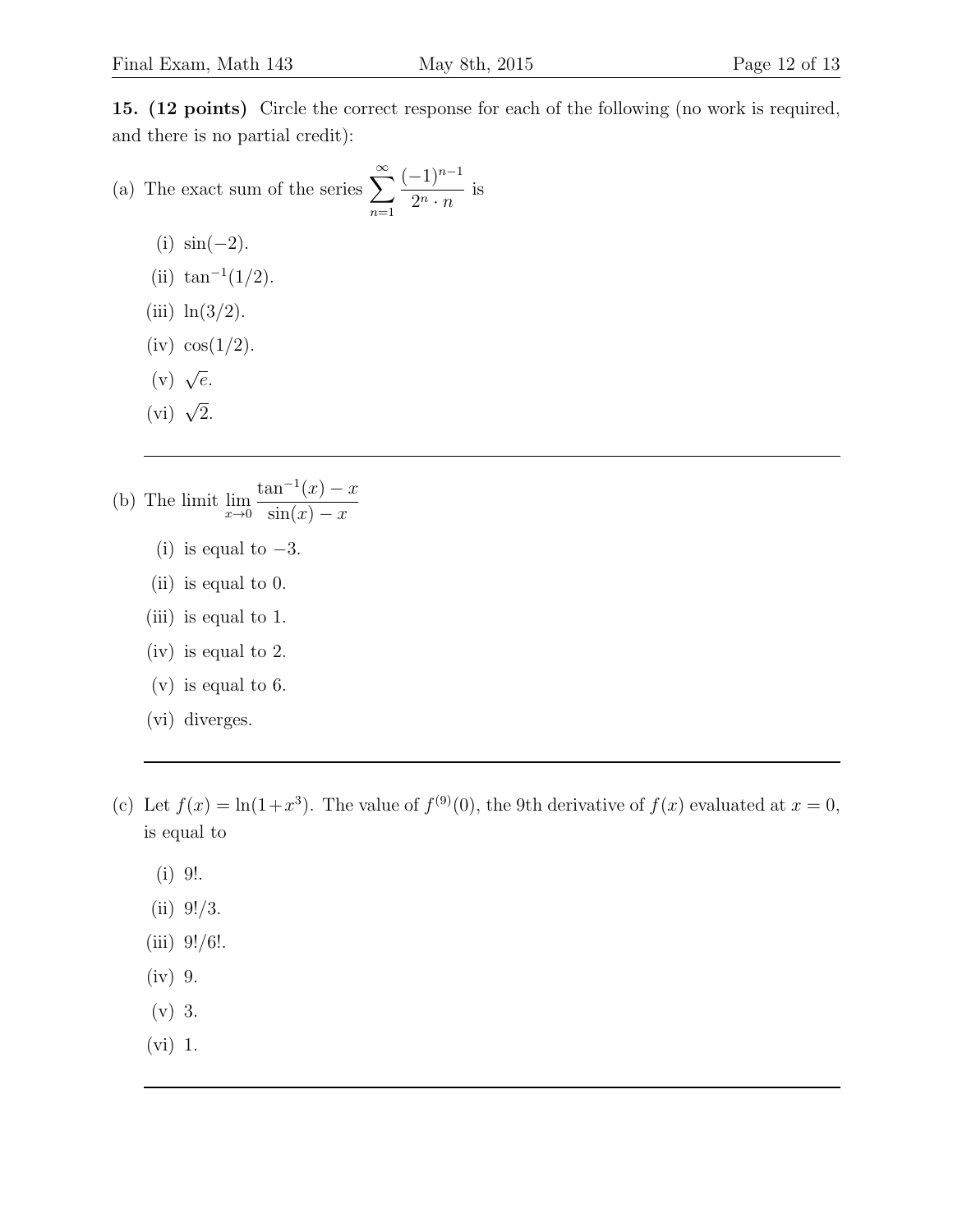**15. (12 points)** Circle the correct response for each of the following (no work is required, and there is no partial credit):

(a) The exact sum of the series $\displaystyle\sum_{n=1}^{\infty} \frac{(-1)^{n-1}}{2^n \cdot n}$ is

(i) $\sin(-2)$.

(ii) $\tan^{-1}(1/2)$.

(iii) $\ln(3/2)$.

(iv) $\cos(1/2)$.

(v) $\sqrt{e}$.

(vi) $\sqrt{2}$.

---

(b) The limit $\displaystyle\lim_{x\to 0} \frac{\tan^{-1}(x) - x}{\sin(x) - x}$

(i) is equal to $-3$.

(ii) is equal to 0.

(iii) is equal to 1.

(iv) is equal to 2.

(v) is equal to 6.

(vi) diverges.

---

(c) Let $f(x) = \ln(1+x^3)$. The value of $f^{(9)}(0)$, the 9th derivative of $f(x)$ evaluated at $x = 0$, is equal to

(i) $9!$.

(ii) $9!/3$.

(iii) $9!/6!$.

(iv) 9.

(v) 3.

(vi) 1.

---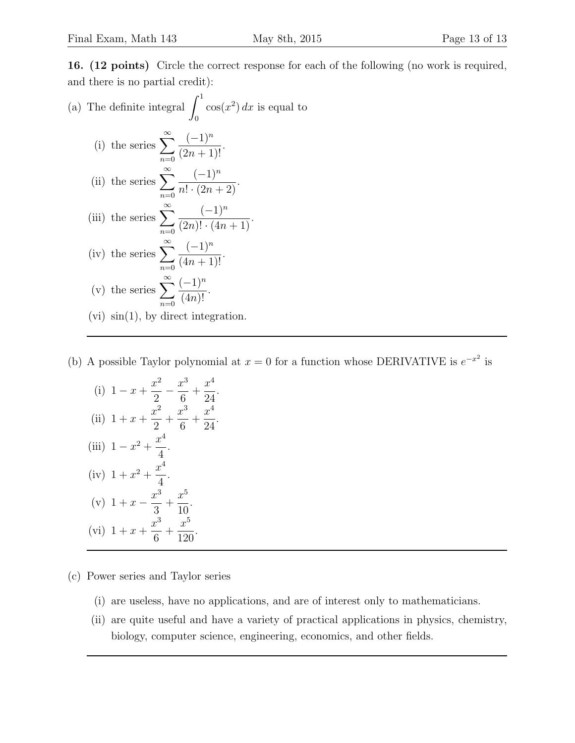**16. (12 points)** Circle the correct response for each of the following (no work is required, and there is no partial credit):

(a) The definite integral $\int_0^1 \cos(x^2)\,dx$ is equal to

- (i) the series $\sum_{n=0}^{\infty} \frac{(-1)^n}{(2n+1)!}$.
- (ii) the series $\sum_{n=0}^{\infty} \frac{(-1)^n}{n! \cdot (2n+2)}$.
- (iii) the series $\sum_{n=0}^{\infty} \frac{(-1)^n}{(2n)! \cdot (4n+1)}$.
- (iv) the series $\sum_{n=0}^{\infty} \frac{(-1)^n}{(4n+1)!}$.
- (v) the series $\sum_{n=0}^{\infty} \frac{(-1)^n}{(4n)!}$.
- (vi) $\sin(1)$, by direct integration.

---

(b) A possible Taylor polynomial at $x = 0$ for a function whose DERIVATIVE is $e^{-x^2}$ is

- (i) $1 - x + \frac{x^2}{2} - \frac{x^3}{6} + \frac{x^4}{24}$.
- (ii) $1 + x + \frac{x^2}{2} + \frac{x^3}{6} + \frac{x^4}{24}$.
- (iii) $1 - x^2 + \frac{x^4}{4}$.
- (iv) $1 + x^2 + \frac{x^4}{4}$.
- (v) $1 + x - \frac{x^3}{3} + \frac{x^5}{10}$.
- (vi) $1 + x + \frac{x^3}{6} + \frac{x^5}{120}$.

---

(c) Power series and Taylor series

- (i) are useless, have no applications, and are of interest only to mathematicians.
- (ii) are quite useful and have a variety of practical applications in physics, chemistry, biology, computer science, engineering, economics, and other fields.

---